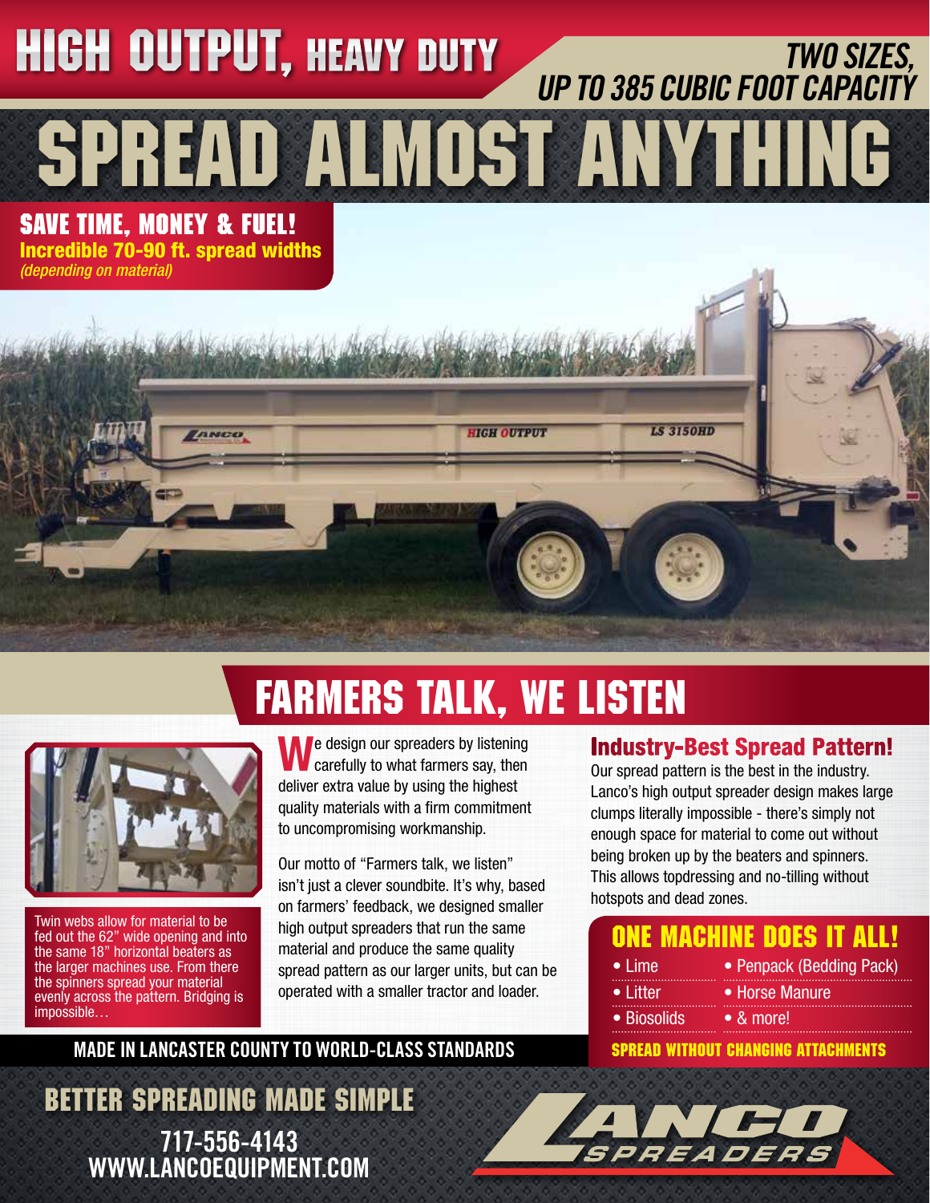# HIGH OUTPUT, HEAVY DUTY

*TWO SIZES, UP TO 385 CUBIC FOOT CAPACITY*

# SPREAD ALMOST ANYTHING

**SAVE TIME, MONEY & FUEL!**
**Incredible 70-90 ft. spread widths**
*(depending on material)*

## FARMERS TALK, WE LISTEN

Twin webs allow for material to be fed out the 62" wide opening and into the same 18" horizontal beaters as the larger machines use. From there the spinners spread your material evenly across the pattern. Bridging is impossible…

We design our spreaders by listening carefully to what farmers say, then deliver extra value by using the highest quality materials with a firm commitment to uncompromising workmanship.

Our motto of "Farmers talk, we listen" isn't just a clever soundbite. It's why, based on farmers' feedback, we designed smaller high output spreaders that run the same material and produce the same quality spread pattern as our larger units, but can be operated with a smaller tractor and loader.

### Industry-Best Spread Pattern!

Our spread pattern is the best in the industry. Lanco's high output spreader design makes large clumps literally impossible - there's simply not enough space for material to come out without being broken up by the beaters and spinners. This allows topdressing and no-tilling without hotspots and dead zones.

### ONE MACHINE DOES IT ALL!

- Lime
- Litter
- Biosolids
- Penpack (Bedding Pack)
- Horse Manure
- & more!

**SPREAD WITHOUT CHANGING ATTACHMENTS**

**MADE IN LANCASTER COUNTY TO WORLD-CLASS STANDARDS**

## BETTER SPREADING MADE SIMPLE

717-556-4143
WWW.LANCOEQUIPMENT.COM

LANCO SPREADERS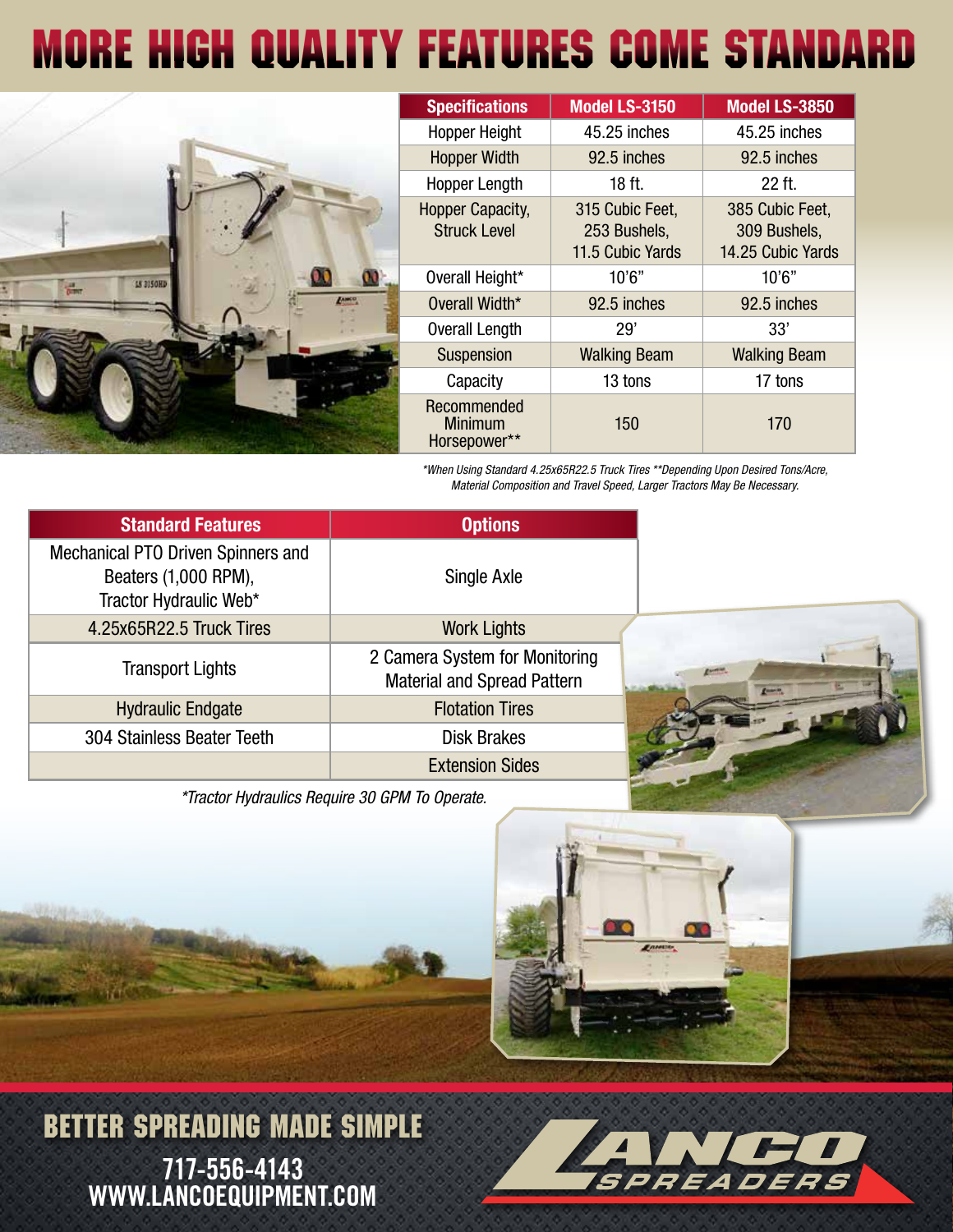# MORE HIGH QUALITY FEATURES COME STANDARD

| Specifications | Model LS-3150 | Model LS-3850 |
| --- | --- | --- |
| Hopper Height | 45.25 inches | 45.25 inches |
| Hopper Width | 92.5 inches | 92.5 inches |
| Hopper Length | 18 ft. | 22 ft. |
| Hopper Capacity, Struck Level | 315 Cubic Feet, 253 Bushels, 11.5 Cubic Yards | 385 Cubic Feet, 309 Bushels, 14.25 Cubic Yards |
| Overall Height* | 10'6" | 10'6" |
| Overall Width* | 92.5 inches | 92.5 inches |
| Overall Length | 29' | 33' |
| Suspension | Walking Beam | Walking Beam |
| Capacity | 13 tons | 17 tons |
| Recommended Minimum Horsepower** | 150 | 170 |

*\*When Using Standard 4.25x65R22.5 Truck Tires \*\*Depending Upon Desired Tons/Acre, Material Composition and Travel Speed, Larger Tractors May Be Necessary.*

| Standard Features | Options |
| --- | --- |
| Mechanical PTO Driven Spinners and Beaters (1,000 RPM), Tractor Hydraulic Web* | Single Axle |
| 4.25x65R22.5 Truck Tires | Work Lights |
| Transport Lights | 2 Camera System for Monitoring Material and Spread Pattern |
| Hydraulic Endgate | Flotation Tires |
| 304 Stainless Beater Teeth | Disk Brakes |
| | Extension Sides |

*\*Tractor Hydraulics Require 30 GPM To Operate.*

## BETTER SPREADING MADE SIMPLE

717-556-4143
WWW.LANCOEQUIPMENT.COM

LANCO SPREADERS